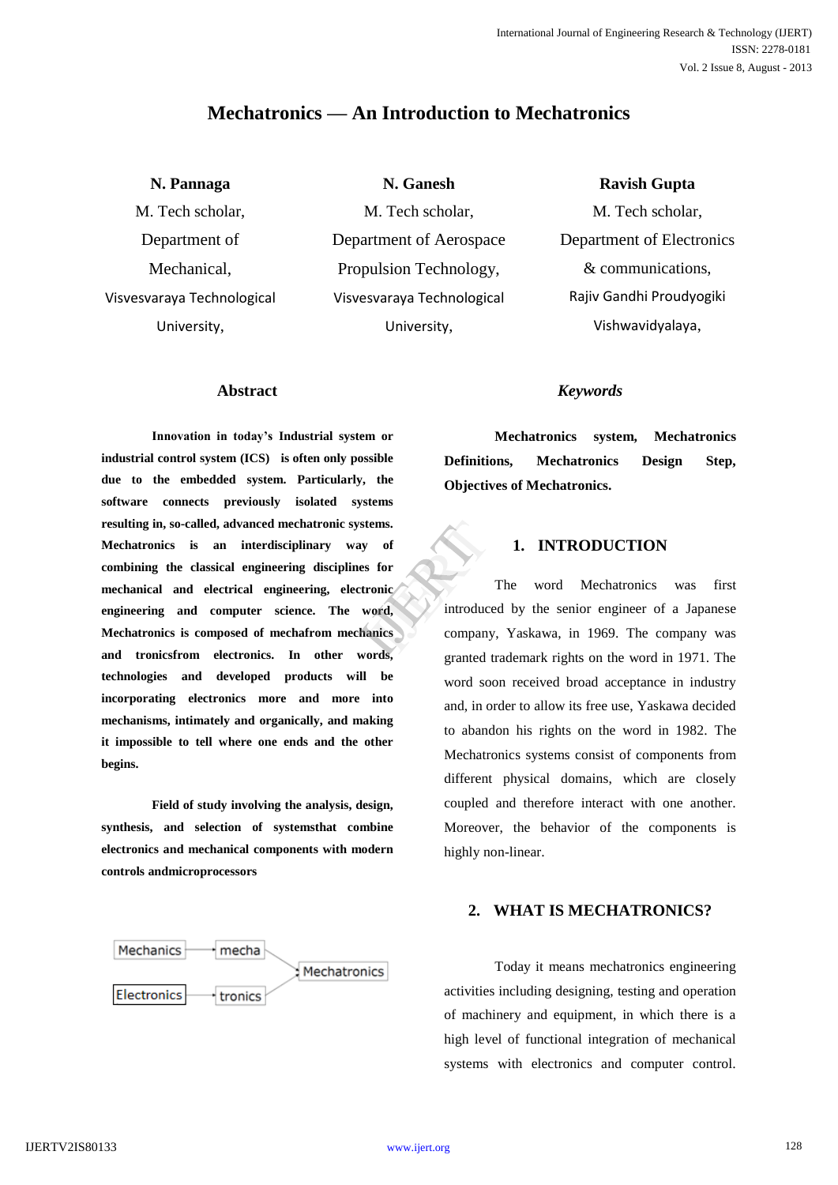# Mechatronics — An Introduction to Mechatronics

**N. Pannaga**
M. Tech scholar,
Department of Mechanical,
Visvesvaraya Technological University,

**N. Ganesh**
M. Tech scholar,
Department of Aerospace Propulsion Technology,
Visvesvaraya Technological University,

**Ravish Gupta**
M. Tech scholar,
Department of Electronics & communications,
Rajiv Gandhi Proudyogiki Vishwavidyalaya,

## Abstract

**Innovation in today's Industrial system or industrial control system (ICS) is often only possible due to the embedded system. Particularly, the software connects previously isolated systems resulting in, so-called, advanced mechatronic systems. Mechatronics is an interdisciplinary way of combining the classical engineering disciplines for mechanical and electrical engineering, electronic engineering and computer science. The word, Mechatronics is composed of mechafrom mechanics and tronicsfrom electronics. In other words, technologies and developed products will be incorporating electronics more and more into mechanisms, intimately and organically, and making it impossible to tell where one ends and the other begins.**

**Field of study involving the analysis, design, synthesis, and selection of systemsthat combine electronics and mechanical components with modern controls andmicroprocessors**

Mechanics → mecha → Mechatronics
Electronics → tronics → Mechatronics

### *Keywords*

**Mechatronics system, Mechatronics Definitions, Mechatronics Design Step, Objectives of Mechatronics.**

## 1. INTRODUCTION

The word Mechatronics was first introduced by the senior engineer of a Japanese company, Yaskawa, in 1969. The company was granted trademark rights on the word in 1971. The word soon received broad acceptance in industry and, in order to allow its free use, Yaskawa decided to abandon his rights on the word in 1982. The Mechatronics systems consist of components from different physical domains, which are closely coupled and therefore interact with one another. Moreover, the behavior of the components is highly non-linear.

## 2. WHAT IS MECHATRONICS?

Today it means mechatronics engineering activities including designing, testing and operation of machinery and equipment, in which there is a high level of functional integration of mechanical systems with electronics and computer control.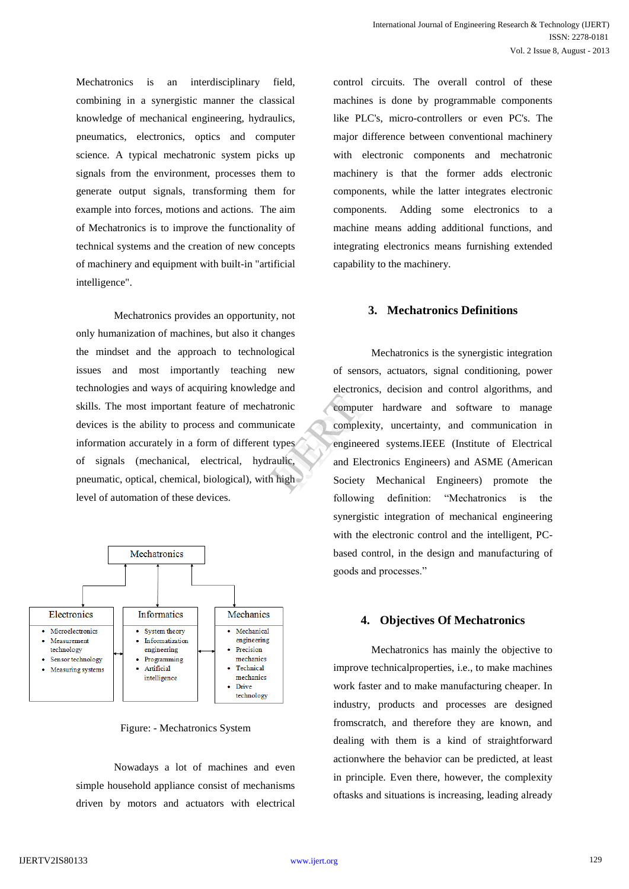Mechatronics is an interdisciplinary field, combining in a synergistic manner the classical knowledge of mechanical engineering, hydraulics, pneumatics, electronics, optics and computer science. A typical mechatronic system picks up signals from the environment, processes them to generate output signals, transforming them for example into forces, motions and actions. The aim of Mechatronics is to improve the functionality of technical systems and the creation of new concepts of machinery and equipment with built-in "artificial intelligence".

Mechatronics provides an opportunity, not only humanization of machines, but also it changes the mindset and the approach to technological issues and most importantly teaching new technologies and ways of acquiring knowledge and skills. The most important feature of mechatronic devices is the ability to process and communicate information accurately in a form of different types of signals (mechanical, electrical, hydraulic, pneumatic, optical, chemical, biological), with high level of automation of these devices.

Mechatronics

| Electronics | Informatics | Mechanics |
|---|---|---|
| • Microelectronics<br>• Measurement technology<br>• Sensor technology<br>• Measuring systems | • System theory<br>• Informatization engineering<br>• Programming<br>• Artificial intelligence | • Mechanical engineering<br>• Precision mechanics<br>• Technical mechanics<br>• Drive technology |

Figure: - Mechatronics System

Nowadays a lot of machines and even simple household appliance consist of mechanisms driven by motors and actuators with electrical control circuits. The overall control of these machines is done by programmable components like PLC's, micro-controllers or even PC's. The major difference between conventional machinery with electronic components and mechatronic machinery is that the former adds electronic components, while the latter integrates electronic components. Adding some electronics to a machine means adding additional functions, and integrating electronics means furnishing extended capability to the machinery.

## 3. Mechatronics Definitions

Mechatronics is the synergistic integration of sensors, actuators, signal conditioning, power electronics, decision and control algorithms, and computer hardware and software to manage complexity, uncertainty, and communication in engineered systems.IEEE (Institute of Electrical and Electronics Engineers) and ASME (American Society Mechanical Engineers) promote the following definition: "Mechatronics is the synergistic integration of mechanical engineering with the electronic control and the intelligent, PC-based control, in the design and manufacturing of goods and processes."

## 4. Objectives Of Mechatronics

Mechatronics has mainly the objective to improve technicalproperties, i.e., to make machines work faster and to make manufacturing cheaper. In industry, products and processes are designed fromscratch, and therefore they are known, and dealing with them is a kind of straightforward actionwhere the behavior can be predicted, at least in principle. Even there, however, the complexity oftasks and situations is increasing, leading already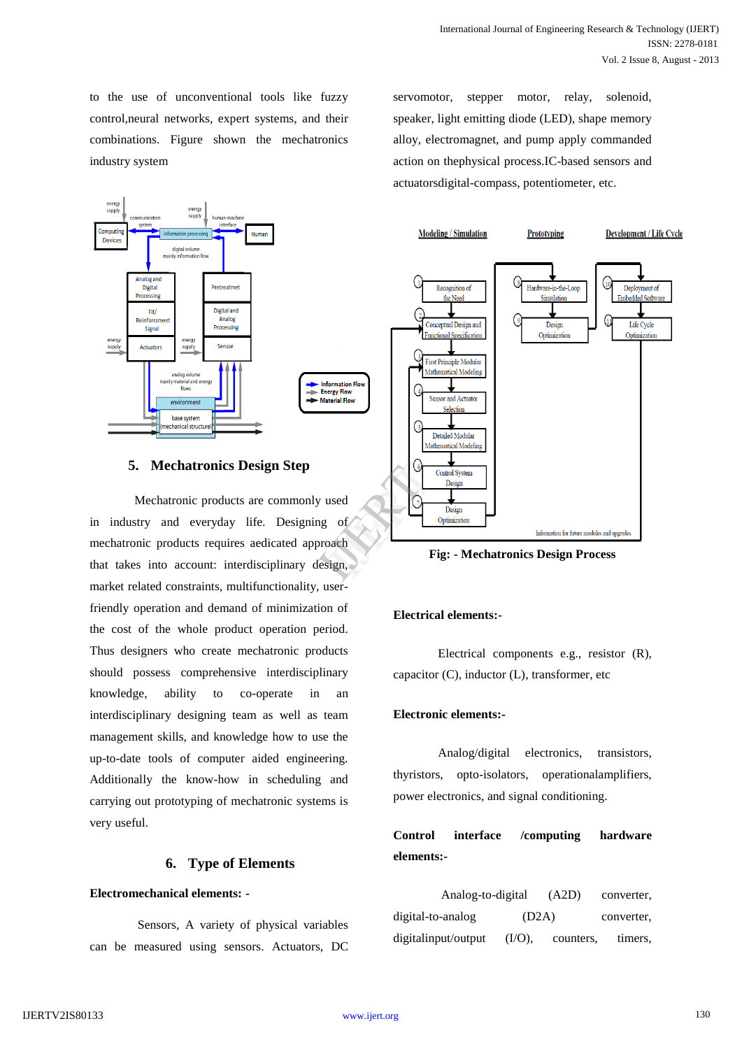to the use of unconventional tools like fuzzy control,neural networks, expert systems, and their combinations. Figure shown the mechatronics industry system

## 5. Mechatronics Design Step

Mechatronic products are commonly used in industry and everyday life. Designing of mechatronic products requires aedicated approach that takes into account: interdisciplinary design, market related constraints, multifunctionality, user-friendly operation and demand of minimization of the cost of the whole product operation period. Thus designers who create mechatronic products should possess comprehensive interdisciplinary knowledge, ability to co-operate in an interdisciplinary designing team as well as team management skills, and knowledge how to use the up-to-date tools of computer aided engineering. Additionally the know-how in scheduling and carrying out prototyping of mechatronic systems is very useful.

## 6. Type of Elements

**Electromechanical elements: -**

Sensors, A variety of physical variables can be measured using sensors. Actuators, DC servomotor, stepper motor, relay, solenoid, speaker, light emitting diode (LED), shape memory alloy, electromagnet, and pump apply commanded action on thephysical process.IC-based sensors and actuatorsdigital-compass, potentiometer, etc.

**Fig: - Mechatronics Design Process**

**Electrical elements:-**

Electrical components e.g., resistor (R), capacitor (C), inductor (L), transformer, etc

**Electronic elements:-**

Analog/digital electronics, transistors, thyristors, opto-isolators, operationalamplifiers, power electronics, and signal conditioning.

**Control interface /computing hardware elements:-**

Analog-to-digital (A2D) converter, digital-to-analog (D2A) converter, digitalinput/output (I/O), counters, timers,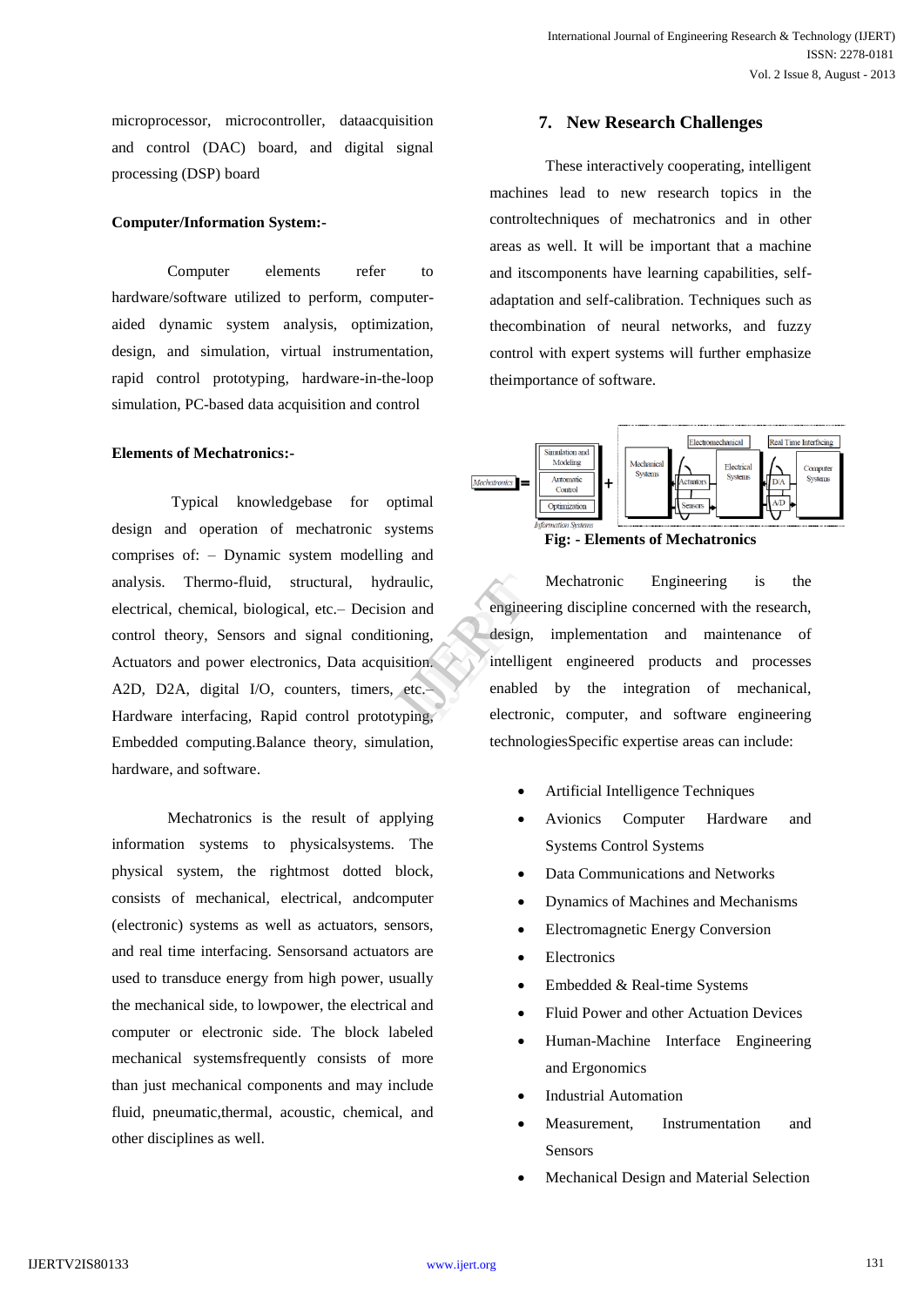microprocessor, microcontroller, dataacquisition and control (DAC) board, and digital signal processing (DSP) board

**Computer/Information System:-**

Computer elements refer to hardware/software utilized to perform, computer-aided dynamic system analysis, optimization, design, and simulation, virtual instrumentation, rapid control prototyping, hardware-in-the-loop simulation, PC-based data acquisition and control

**Elements of Mechatronics:-**

Typical knowledgebase for optimal design and operation of mechatronic systems comprises of: – Dynamic system modelling and analysis. Thermo-fluid, structural, hydraulic, electrical, chemical, biological, etc.– Decision and control theory, Sensors and signal conditioning, Actuators and power electronics, Data acquisition. A2D, D2A, digital I/O, counters, timers, etc.– Hardware interfacing, Rapid control prototyping, Embedded computing.Balance theory, simulation, hardware, and software.

Mechatronics is the result of applying information systems to physicalsystems. The physical system, the rightmost dotted block, consists of mechanical, electrical, andcomputer (electronic) systems as well as actuators, sensors, and real time interfacing. Sensorsand actuators are used to transduce energy from high power, usually the mechanical side, to lowpower, the electrical and computer or electronic side. The block labeled mechanical systemsfrequently consists of more than just mechanical components and may include fluid, pneumatic,thermal, acoustic, chemical, and other disciplines as well.

## 7. New Research Challenges

These interactively cooperating, intelligent machines lead to new research topics in the controltechniques of mechatronics and in other areas as well. It will be important that a machine and itscomponents have learning capabilities, self-adaptation and self-calibration. Techniques such as thecombination of neural networks, and fuzzy control with expert systems will further emphasize theimportance of software.

**Fig: - Elements of Mechatronics**

Mechatronic Engineering is the engineering discipline concerned with the research, design, implementation and maintenance of intelligent engineered products and processes enabled by the integration of mechanical, electronic, computer, and software engineering technologiesSpecific expertise areas can include:

- Artificial Intelligence Techniques
- Avionics Computer Hardware and Systems Control Systems
- Data Communications and Networks
- Dynamics of Machines and Mechanisms
- Electromagnetic Energy Conversion
- Electronics
- Embedded & Real-time Systems
- Fluid Power and other Actuation Devices
- Human-Machine Interface Engineering and Ergonomics
- Industrial Automation
- Measurement, Instrumentation and Sensors
- Mechanical Design and Material Selection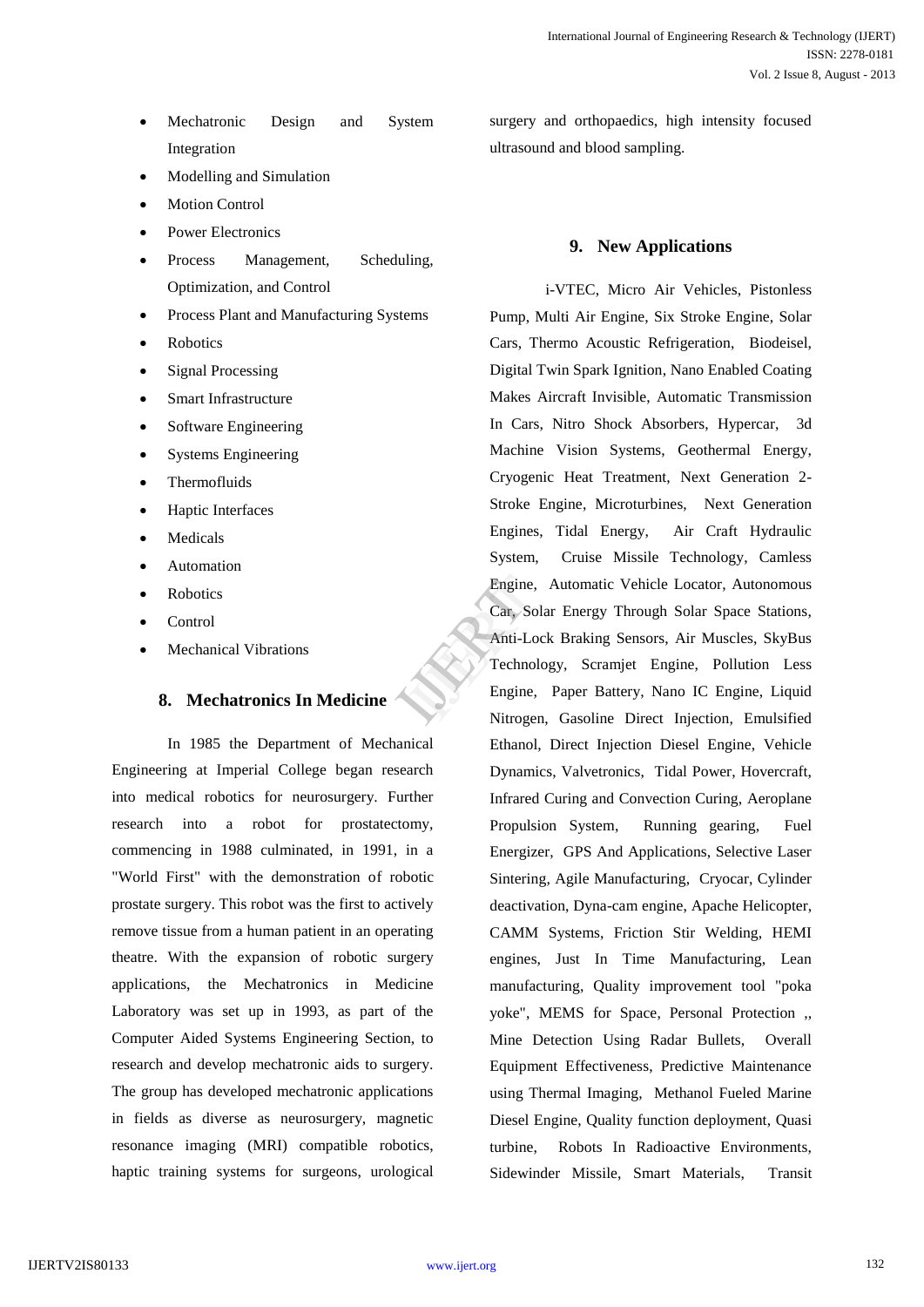- Mechatronic Design and System Integration
- Modelling and Simulation
- Motion Control
- Power Electronics
- Process Management, Scheduling, Optimization, and Control
- Process Plant and Manufacturing Systems
- Robotics
- Signal Processing
- Smart Infrastructure
- Software Engineering
- Systems Engineering
- Thermofluids
- Haptic Interfaces
- Medicals
- Automation
- Robotics
- Control
- Mechanical Vibrations

## 8. Mechatronics In Medicine

In 1985 the Department of Mechanical Engineering at Imperial College began research into medical robotics for neurosurgery. Further research into a robot for prostatectomy, commencing in 1988 culminated, in 1991, in a "World First" with the demonstration of robotic prostate surgery. This robot was the first to actively remove tissue from a human patient in an operating theatre. With the expansion of robotic surgery applications, the Mechatronics in Medicine Laboratory was set up in 1993, as part of the Computer Aided Systems Engineering Section, to research and develop mechatronic aids to surgery. The group has developed mechatronic applications in fields as diverse as neurosurgery, magnetic resonance imaging (MRI) compatible robotics, haptic training systems for surgeons, urological surgery and orthopaedics, high intensity focused ultrasound and blood sampling.

## 9. New Applications

i-VTEC, Micro Air Vehicles, Pistonless Pump, Multi Air Engine, Six Stroke Engine, Solar Cars, Thermo Acoustic Refrigeration, Biodeisel, Digital Twin Spark Ignition, Nano Enabled Coating Makes Aircraft Invisible, Automatic Transmission In Cars, Nitro Shock Absorbers, Hypercar, 3d Machine Vision Systems, Geothermal Energy, Cryogenic Heat Treatment, Next Generation 2-Stroke Engine, Microturbines, Next Generation Engines, Tidal Energy, Air Craft Hydraulic System, Cruise Missile Technology, Camless Engine, Automatic Vehicle Locator, Autonomous Car, Solar Energy Through Solar Space Stations, Anti-Lock Braking Sensors, Air Muscles, SkyBus Technology, Scramjet Engine, Pollution Less Engine, Paper Battery, Nano IC Engine, Liquid Nitrogen, Gasoline Direct Injection, Emulsified Ethanol, Direct Injection Diesel Engine, Vehicle Dynamics, Valvetronics, Tidal Power, Hovercraft, Infrared Curing and Convection Curing, Aeroplane Propulsion System, Running gearing, Fuel Energizer, GPS And Applications, Selective Laser Sintering, Agile Manufacturing, Cryocar, Cylinder deactivation, Dyna-cam engine, Apache Helicopter, CAMM Systems, Friction Stir Welding, HEMI engines, Just In Time Manufacturing, Lean manufacturing, Quality improvement tool "poka yoke", MEMS for Space, Personal Protection ,, Mine Detection Using Radar Bullets, Overall Equipment Effectiveness, Predictive Maintenance using Thermal Imaging, Methanol Fueled Marine Diesel Engine, Quality function deployment, Quasi turbine, Robots In Radioactive Environments, Sidewinder Missile, Smart Materials, Transit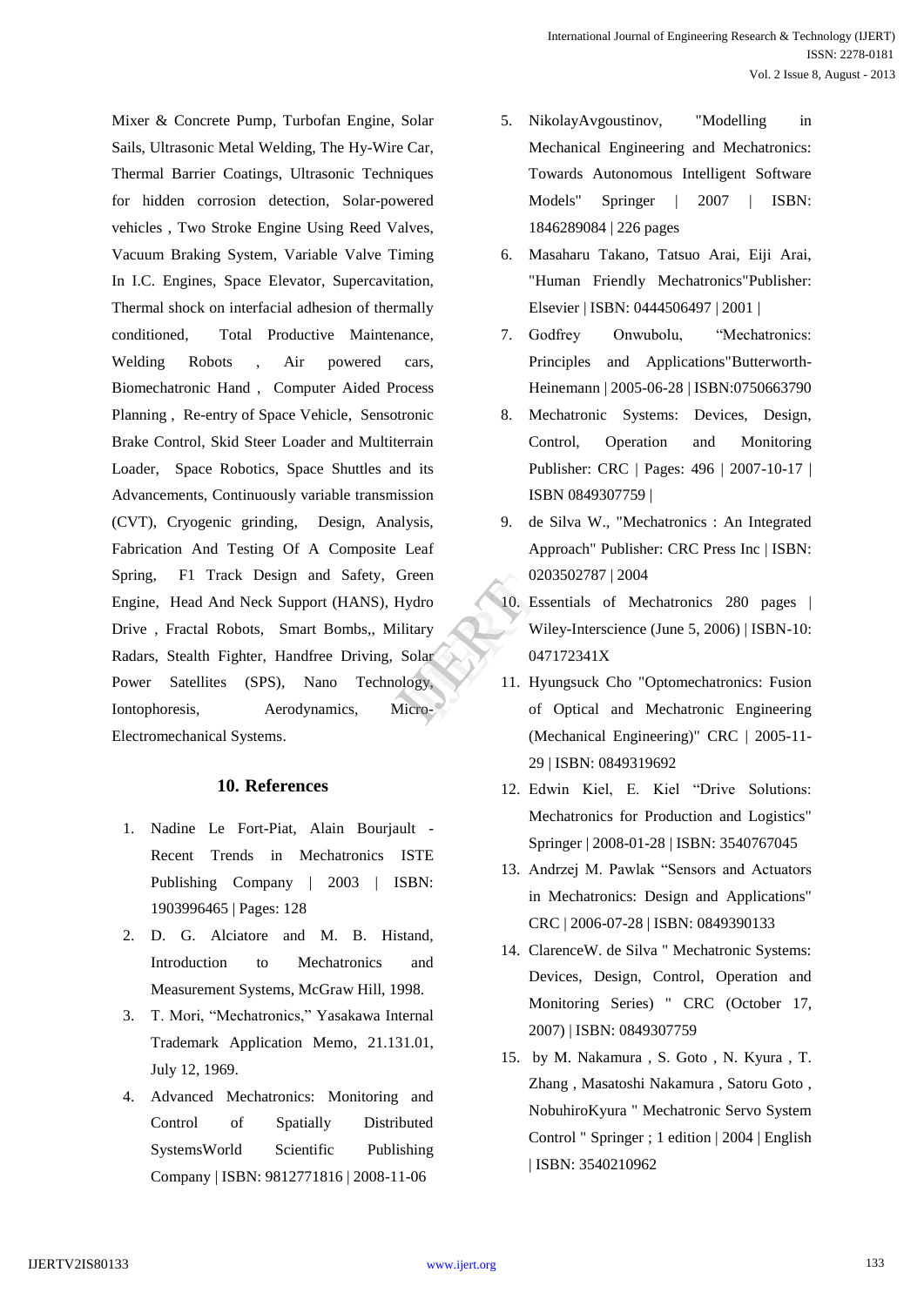Mixer & Concrete Pump, Turbofan Engine, Solar Sails, Ultrasonic Metal Welding, The Hy-Wire Car, Thermal Barrier Coatings, Ultrasonic Techniques for hidden corrosion detection, Solar-powered vehicles , Two Stroke Engine Using Reed Valves, Vacuum Braking System, Variable Valve Timing In I.C. Engines, Space Elevator, Supercavitation, Thermal shock on interfacial adhesion of thermally conditioned, Total Productive Maintenance, Welding Robots , Air powered cars, Biomechatronic Hand , Computer Aided Process Planning , Re-entry of Space Vehicle, Sensotronic Brake Control, Skid Steer Loader and Multiterrain Loader, Space Robotics, Space Shuttles and its Advancements, Continuously variable transmission (CVT), Cryogenic grinding, Design, Analysis, Fabrication And Testing Of A Composite Leaf Spring, F1 Track Design and Safety, Green Engine, Head And Neck Support (HANS), Hydro Drive , Fractal Robots, Smart Bombs,, Military Radars, Stealth Fighter, Handfree Driving, Solar Power Satellites (SPS), Nano Technology, Iontophoresis, Aerodynamics, Micro-Electromechanical Systems.

## 10. References

1. Nadine Le Fort-Piat, Alain Bourjault - Recent Trends in Mechatronics ISTE Publishing Company | 2003 | ISBN: 1903996465 | Pages: 128
2. D. G. Alciatore and M. B. Histand, Introduction to Mechatronics and Measurement Systems, McGraw Hill, 1998.
3. T. Mori, "Mechatronics," Yasakawa Internal Trademark Application Memo, 21.131.01, July 12, 1969.
4. Advanced Mechatronics: Monitoring and Control of Spatially Distributed SystemsWorld Scientific Publishing Company | ISBN: 9812771816 | 2008-11-06
5. NikolayAvgoustinov, "Modelling in Mechanical Engineering and Mechatronics: Towards Autonomous Intelligent Software Models" Springer | 2007 | ISBN: 1846289084 | 226 pages
6. Masaharu Takano, Tatsuo Arai, Eiji Arai, "Human Friendly Mechatronics"Publisher: Elsevier | ISBN: 0444506497 | 2001 |
7. Godfrey Onwubolu, "Mechatronics: Principles and Applications"Butterworth-Heinemann | 2005-06-28 | ISBN:0750663790
8. Mechatronic Systems: Devices, Design, Control, Operation and Monitoring Publisher: CRC | Pages: 496 | 2007-10-17 | ISBN 0849307759 |
9. de Silva W., "Mechatronics : An Integrated Approach" Publisher: CRC Press Inc | ISBN: 0203502787 | 2004
10. Essentials of Mechatronics 280 pages | Wiley-Interscience (June 5, 2006) | ISBN-10: 047172341X
11. Hyungsuck Cho "Optomechatronics: Fusion of Optical and Mechatronic Engineering (Mechanical Engineering)" CRC | 2005-11-29 | ISBN: 0849319692
12. Edwin Kiel, E. Kiel "Drive Solutions: Mechatronics for Production and Logistics" Springer | 2008-01-28 | ISBN: 3540767045
13. Andrzej M. Pawlak "Sensors and Actuators in Mechatronics: Design and Applications" CRC | 2006-07-28 | ISBN: 0849390133
14. ClarenceW. de Silva " Mechatronic Systems: Devices, Design, Control, Operation and Monitoring Series) " CRC (October 17, 2007) | ISBN: 0849307759
15. by M. Nakamura , S. Goto , N. Kyura , T. Zhang , Masatoshi Nakamura , Satoru Goto , NobuhiroKyura " Mechatronic Servo System Control " Springer ; 1 edition | 2004 | English | ISBN: 3540210962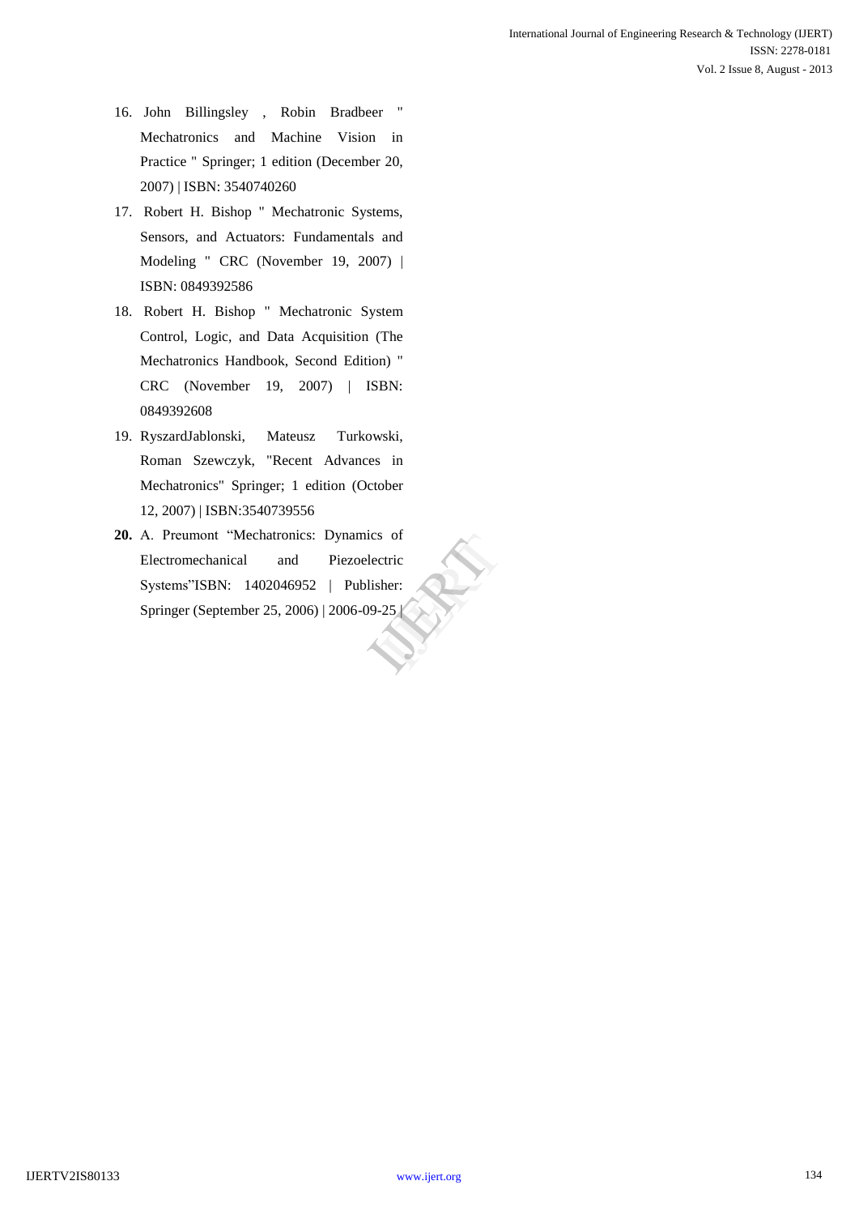16. John Billingsley , Robin Bradbeer " Mechatronics and Machine Vision in Practice " Springer; 1 edition (December 20, 2007) | ISBN: 3540740260
17. Robert H. Bishop " Mechatronic Systems, Sensors, and Actuators: Fundamentals and Modeling " CRC (November 19, 2007) | ISBN: 0849392586
18. Robert H. Bishop " Mechatronic System Control, Logic, and Data Acquisition (The Mechatronics Handbook, Second Edition) " CRC (November 19, 2007) | ISBN: 0849392608
19. RyszardJablonski, Mateusz Turkowski, Roman Szewczyk, "Recent Advances in Mechatronics" Springer; 1 edition (October 12, 2007) | ISBN:3540739556
20. A. Preumont "Mechatronics: Dynamics of Electromechanical and Piezoelectric Systems"ISBN: 1402046952 | Publisher: Springer (September 25, 2006) | 2006-09-25 |